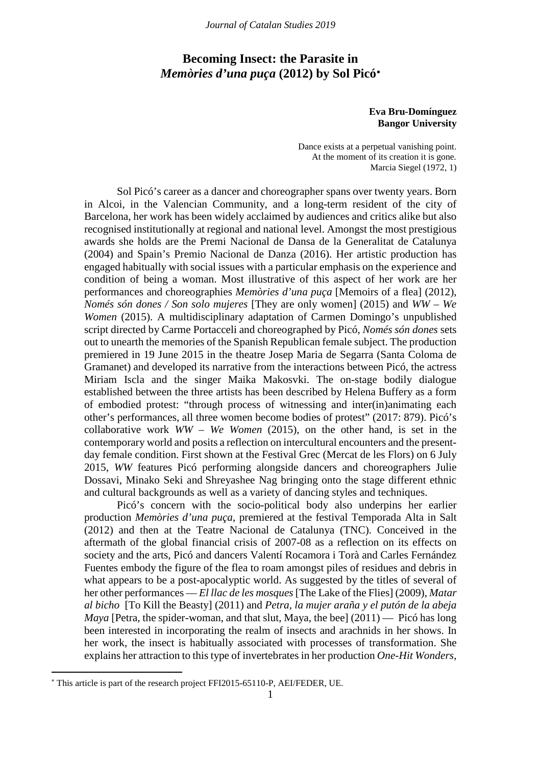# Becoming Insect: the Parasite in *Memòries d'una puça* (2012) by Sol Picó*

**Eva Bru-Domínguez**
**Bangor University**

> Dance exists at a perpetual vanishing point.
> At the moment of its creation it is gone.
> Marcia Siegel (1972, 1)

Sol Picó's career as a dancer and choreographer spans over twenty years. Born in Alcoi, in the Valencian Community, and a long-term resident of the city of Barcelona, her work has been widely acclaimed by audiences and critics alike but also recognised institutionally at regional and national level. Amongst the most prestigious awards she holds are the Premi Nacional de Dansa de la Generalitat de Catalunya (2004) and Spain's Premio Nacional de Danza (2016). Her artistic production has engaged habitually with social issues with a particular emphasis on the experience and condition of being a woman. Most illustrative of this aspect of her work are her performances and choreographies *Memòries d'una puça* [Memoirs of a flea] (2012), *Només són dones / Son solo mujeres* [They are only women] (2015) and *WW – We Women* (2015). A multidisciplinary adaptation of Carmen Domingo's unpublished script directed by Carme Portacceli and choreographed by Picó, *Només són dones* sets out to unearth the memories of the Spanish Republican female subject. The production premiered in 19 June 2015 in the theatre Josep Maria de Segarra (Santa Coloma de Gramanet) and developed its narrative from the interactions between Picó, the actress Miriam Iscla and the singer Maika Makosvki. The on-stage bodily dialogue established between the three artists has been described by Helena Buffery as a form of embodied protest: "through process of witnessing and inter(in)animating each other's performances, all three women become bodies of protest" (2017: 879). Picó's collaborative work *WW – We Women* (2015), on the other hand, is set in the contemporary world and posits a reflection on intercultural encounters and the present-day female condition. First shown at the Festival Grec (Mercat de les Flors) on 6 July 2015, *WW* features Picó performing alongside dancers and choreographers Julie Dossavi, Minako Seki and Shreyashee Nag bringing onto the stage different ethnic and cultural backgrounds as well as a variety of dancing styles and techniques.

Picó's concern with the socio-political body also underpins her earlier production *Memòries d'una puça*, premiered at the festival Temporada Alta in Salt (2012) and then at the Teatre Nacional de Catalunya (TNC). Conceived in the aftermath of the global financial crisis of 2007-08 as a reflection on its effects on society and the arts, Picó and dancers Valentí Rocamora i Torà and Carles Fernández Fuentes embody the figure of the flea to roam amongst piles of residues and debris in what appears to be a post-apocalyptic world. As suggested by the titles of several of her other performances — *El llac de les mosques* [The Lake of the Flies] (2009), *Matar al bicho* [To Kill the Beasty] (2011) and *Petra, la mujer araña y el putón de la abeja Maya* [Petra, the spider-woman, and that slut, Maya, the bee] (2011) — Picó has long been interested in incorporating the realm of insects and arachnids in her shows. In her work, the insect is habitually associated with processes of transformation. She explains her attraction to this type of invertebrates in her production *One-Hit Wonders*,

---

* This article is part of the research project FFI2015-65110-P, AEI/FEDER, UE.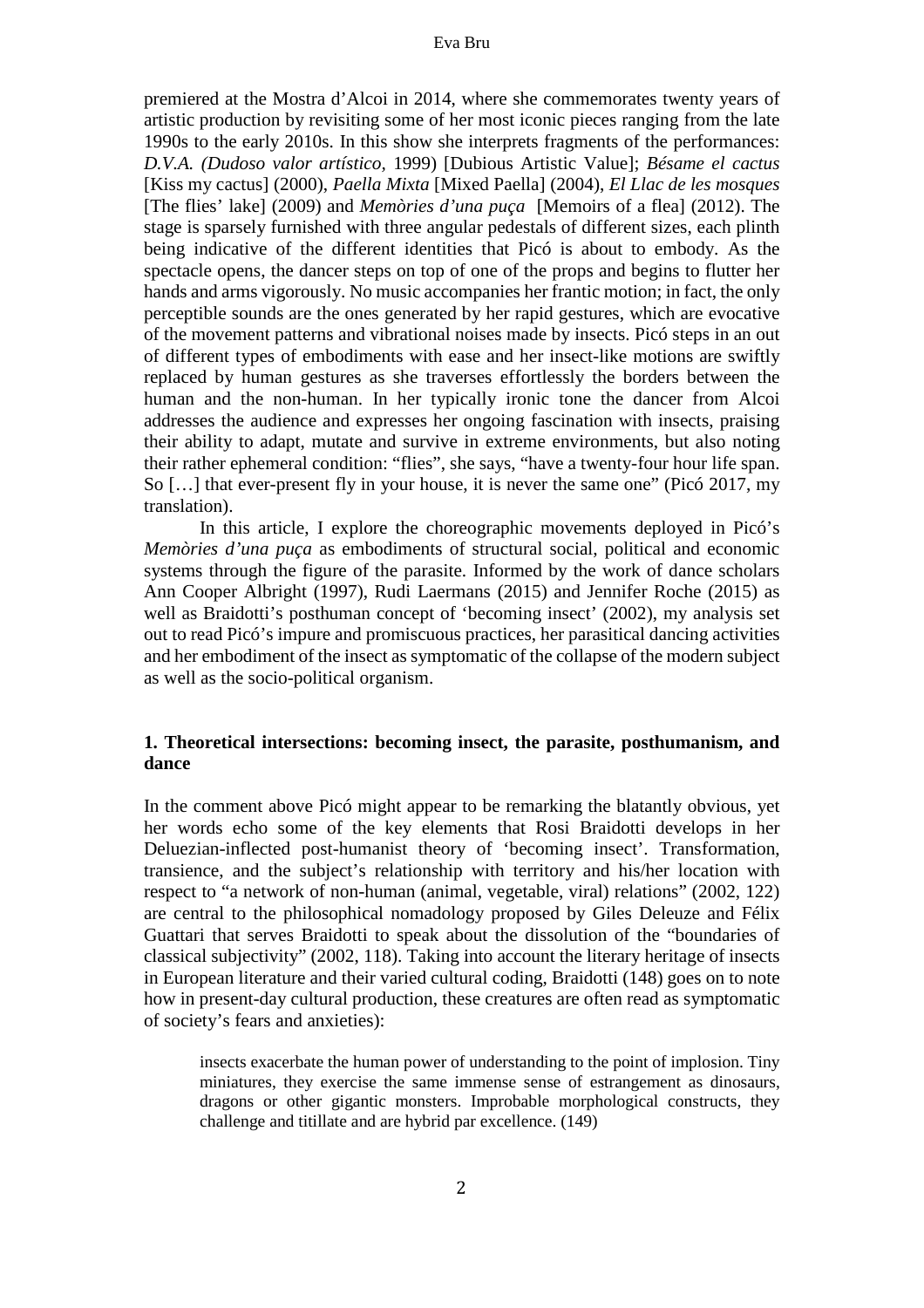premiered at the Mostra d'Alcoi in 2014, where she commemorates twenty years of artistic production by revisiting some of her most iconic pieces ranging from the late 1990s to the early 2010s. In this show she interprets fragments of the performances: *D.V.A. (Dudoso valor artístico*, 1999) [Dubious Artistic Value]; *Bésame el cactus* [Kiss my cactus] (2000), *Paella Mixta* [Mixed Paella] (2004), *El Llac de les mosques* [The flies' lake] (2009) and *Memòries d'una puça* [Memoirs of a flea] (2012). The stage is sparsely furnished with three angular pedestals of different sizes, each plinth being indicative of the different identities that Picó is about to embody. As the spectacle opens, the dancer steps on top of one of the props and begins to flutter her hands and arms vigorously. No music accompanies her frantic motion; in fact, the only perceptible sounds are the ones generated by her rapid gestures, which are evocative of the movement patterns and vibrational noises made by insects. Picó steps in an out of different types of embodiments with ease and her insect-like motions are swiftly replaced by human gestures as she traverses effortlessly the borders between the human and the non-human. In her typically ironic tone the dancer from Alcoi addresses the audience and expresses her ongoing fascination with insects, praising their ability to adapt, mutate and survive in extreme environments, but also noting their rather ephemeral condition: "flies", she says, "have a twenty-four hour life span. So […] that ever-present fly in your house, it is never the same one" (Picó 2017, my translation).

In this article, I explore the choreographic movements deployed in Picó's *Memòries d'una puça* as embodiments of structural social, political and economic systems through the figure of the parasite. Informed by the work of dance scholars Ann Cooper Albright (1997), Rudi Laermans (2015) and Jennifer Roche (2015) as well as Braidotti's posthuman concept of 'becoming insect' (2002), my analysis set out to read Picó's impure and promiscuous practices, her parasitical dancing activities and her embodiment of the insect as symptomatic of the collapse of the modern subject as well as the socio-political organism.

## 1. Theoretical intersections: becoming insect, the parasite, posthumanism, and dance

In the comment above Picó might appear to be remarking the blatantly obvious, yet her words echo some of the key elements that Rosi Braidotti develops in her Deluezian-inflected post-humanist theory of 'becoming insect'. Transformation, transience, and the subject's relationship with territory and his/her location with respect to "a network of non-human (animal, vegetable, viral) relations" (2002, 122) are central to the philosophical nomadology proposed by Giles Deleuze and Félix Guattari that serves Braidotti to speak about the dissolution of the "boundaries of classical subjectivity" (2002, 118). Taking into account the literary heritage of insects in European literature and their varied cultural coding, Braidotti (148) goes on to note how in present-day cultural production, these creatures are often read as symptomatic of society's fears and anxieties):

> insects exacerbate the human power of understanding to the point of implosion. Tiny miniatures, they exercise the same immense sense of estrangement as dinosaurs, dragons or other gigantic monsters. Improbable morphological constructs, they challenge and titillate and are hybrid par excellence. (149)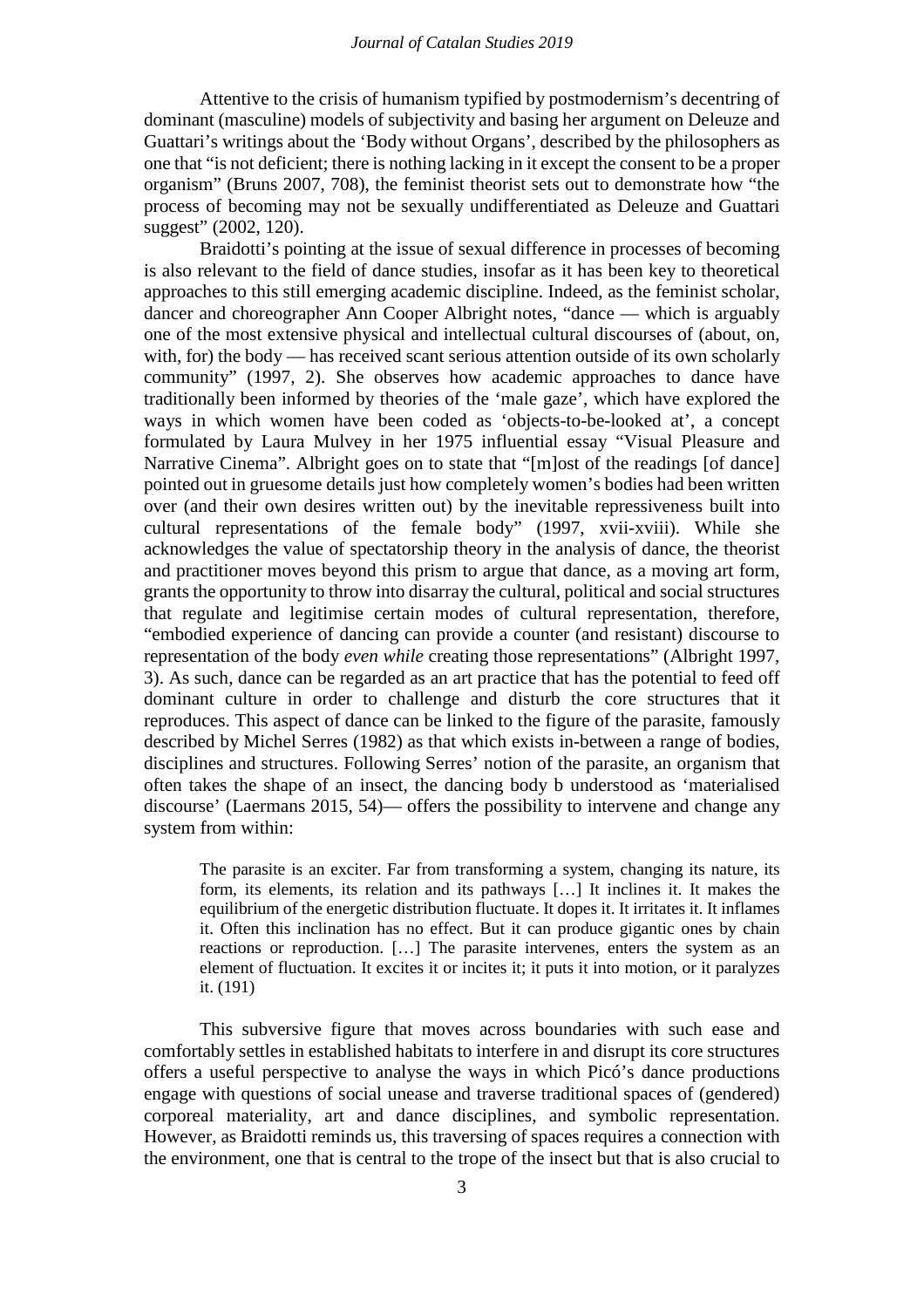Attentive to the crisis of humanism typified by postmodernism's decentring of dominant (masculine) models of subjectivity and basing her argument on Deleuze and Guattari's writings about the 'Body without Organs', described by the philosophers as one that "is not deficient; there is nothing lacking in it except the consent to be a proper organism" (Bruns 2007, 708), the feminist theorist sets out to demonstrate how "the process of becoming may not be sexually undifferentiated as Deleuze and Guattari suggest" (2002, 120).

Braidotti's pointing at the issue of sexual difference in processes of becoming is also relevant to the field of dance studies, insofar as it has been key to theoretical approaches to this still emerging academic discipline. Indeed, as the feminist scholar, dancer and choreographer Ann Cooper Albright notes, "dance — which is arguably one of the most extensive physical and intellectual cultural discourses of (about, on, with, for) the body — has received scant serious attention outside of its own scholarly community" (1997, 2). She observes how academic approaches to dance have traditionally been informed by theories of the 'male gaze', which have explored the ways in which women have been coded as 'objects-to-be-looked at', a concept formulated by Laura Mulvey in her 1975 influential essay "Visual Pleasure and Narrative Cinema". Albright goes on to state that "[m]ost of the readings [of dance] pointed out in gruesome details just how completely women's bodies had been written over (and their own desires written out) by the inevitable repressiveness built into cultural representations of the female body" (1997, xvii-xviii). While she acknowledges the value of spectatorship theory in the analysis of dance, the theorist and practitioner moves beyond this prism to argue that dance, as a moving art form, grants the opportunity to throw into disarray the cultural, political and social structures that regulate and legitimise certain modes of cultural representation, therefore, "embodied experience of dancing can provide a counter (and resistant) discourse to representation of the body *even while* creating those representations" (Albright 1997, 3). As such, dance can be regarded as an art practice that has the potential to feed off dominant culture in order to challenge and disturb the core structures that it reproduces. This aspect of dance can be linked to the figure of the parasite, famously described by Michel Serres (1982) as that which exists in-between a range of bodies, disciplines and structures. Following Serres' notion of the parasite, an organism that often takes the shape of an insect, the dancing body b understood as 'materialised discourse' (Laermans 2015, 54)— offers the possibility to intervene and change any system from within:

> The parasite is an exciter. Far from transforming a system, changing its nature, its form, its elements, its relation and its pathways […] It inclines it. It makes the equilibrium of the energetic distribution fluctuate. It dopes it. It irritates it. It inflames it. Often this inclination has no effect. But it can produce gigantic ones by chain reactions or reproduction. […] The parasite intervenes, enters the system as an element of fluctuation. It excites it or incites it; it puts it into motion, or it paralyzes it. (191)

This subversive figure that moves across boundaries with such ease and comfortably settles in established habitats to interfere in and disrupt its core structures offers a useful perspective to analyse the ways in which Picó's dance productions engage with questions of social unease and traverse traditional spaces of (gendered) corporeal materiality, art and dance disciplines, and symbolic representation. However, as Braidotti reminds us, this traversing of spaces requires a connection with the environment, one that is central to the trope of the insect but that is also crucial to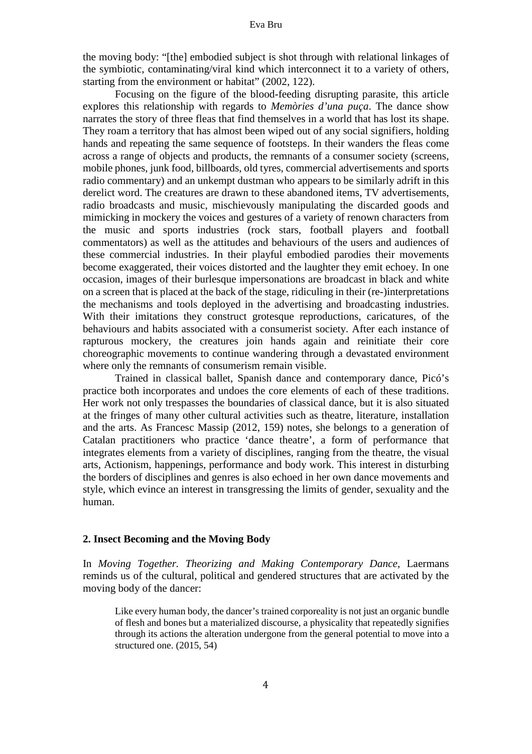the moving body: "[the] embodied subject is shot through with relational linkages of the symbiotic, contaminating/viral kind which interconnect it to a variety of others, starting from the environment or habitat" (2002, 122).

Focusing on the figure of the blood-feeding disrupting parasite, this article explores this relationship with regards to *Memòries d'una puça*. The dance show narrates the story of three fleas that find themselves in a world that has lost its shape. They roam a territory that has almost been wiped out of any social signifiers, holding hands and repeating the same sequence of footsteps. In their wanders the fleas come across a range of objects and products, the remnants of a consumer society (screens, mobile phones, junk food, billboards, old tyres, commercial advertisements and sports radio commentary) and an unkempt dustman who appears to be similarly adrift in this derelict word. The creatures are drawn to these abandoned items, TV advertisements, radio broadcasts and music, mischievously manipulating the discarded goods and mimicking in mockery the voices and gestures of a variety of renown characters from the music and sports industries (rock stars, football players and football commentators) as well as the attitudes and behaviours of the users and audiences of these commercial industries. In their playful embodied parodies their movements become exaggerated, their voices distorted and the laughter they emit echoey. In one occasion, images of their burlesque impersonations are broadcast in black and white on a screen that is placed at the back of the stage, ridiculing in their (re-)interpretations the mechanisms and tools deployed in the advertising and broadcasting industries. With their imitations they construct grotesque reproductions, caricatures, of the behaviours and habits associated with a consumerist society. After each instance of rapturous mockery, the creatures join hands again and reinitiate their core choreographic movements to continue wandering through a devastated environment where only the remnants of consumerism remain visible.

Trained in classical ballet, Spanish dance and contemporary dance, Picó's practice both incorporates and undoes the core elements of each of these traditions. Her work not only trespasses the boundaries of classical dance, but it is also situated at the fringes of many other cultural activities such as theatre, literature, installation and the arts. As Francesc Massip (2012, 159) notes, she belongs to a generation of Catalan practitioners who practice 'dance theatre', a form of performance that integrates elements from a variety of disciplines, ranging from the theatre, the visual arts, Actionism, happenings, performance and body work. This interest in disturbing the borders of disciplines and genres is also echoed in her own dance movements and style, which evince an interest in transgressing the limits of gender, sexuality and the human.

## 2. Insect Becoming and the Moving Body

In *Moving Together. Theorizing and Making Contemporary Dance*, Laermans reminds us of the cultural, political and gendered structures that are activated by the moving body of the dancer:

> Like every human body, the dancer's trained corporeality is not just an organic bundle of flesh and bones but a materialized discourse, a physicality that repeatedly signifies through its actions the alteration undergone from the general potential to move into a structured one. (2015, 54)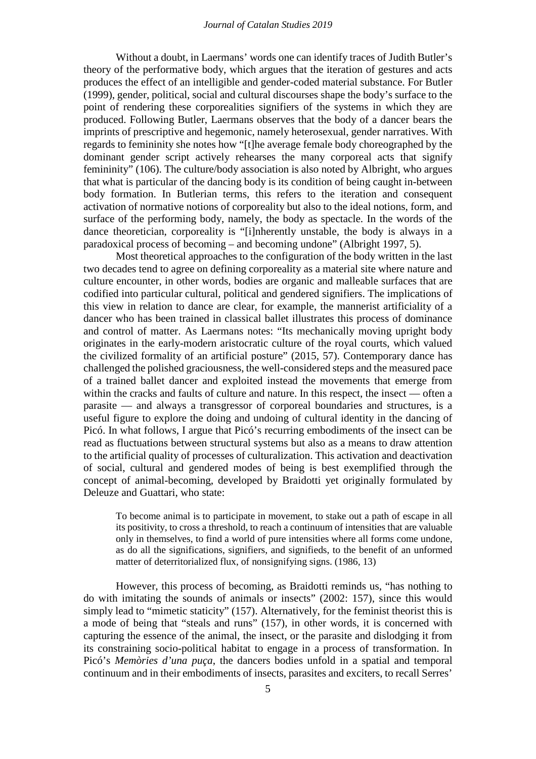Without a doubt, in Laermans' words one can identify traces of Judith Butler's theory of the performative body, which argues that the iteration of gestures and acts produces the effect of an intelligible and gender-coded material substance. For Butler (1999), gender, political, social and cultural discourses shape the body's surface to the point of rendering these corporealities signifiers of the systems in which they are produced. Following Butler, Laermans observes that the body of a dancer bears the imprints of prescriptive and hegemonic, namely heterosexual, gender narratives. With regards to femininity she notes how "[t]he average female body choreographed by the dominant gender script actively rehearses the many corporeal acts that signify femininity" (106). The culture/body association is also noted by Albright, who argues that what is particular of the dancing body is its condition of being caught in-between body formation. In Butlerian terms, this refers to the iteration and consequent activation of normative notions of corporeality but also to the ideal notions, form, and surface of the performing body, namely, the body as spectacle. In the words of the dance theoretician, corporeality is "[i]nherently unstable, the body is always in a paradoxical process of becoming – and becoming undone" (Albright 1997, 5).

Most theoretical approaches to the configuration of the body written in the last two decades tend to agree on defining corporeality as a material site where nature and culture encounter, in other words, bodies are organic and malleable surfaces that are codified into particular cultural, political and gendered signifiers. The implications of this view in relation to dance are clear, for example, the mannerist artificiality of a dancer who has been trained in classical ballet illustrates this process of dominance and control of matter. As Laermans notes: "Its mechanically moving upright body originates in the early-modern aristocratic culture of the royal courts, which valued the civilized formality of an artificial posture" (2015, 57). Contemporary dance has challenged the polished graciousness, the well-considered steps and the measured pace of a trained ballet dancer and exploited instead the movements that emerge from within the cracks and faults of culture and nature. In this respect, the insect — often a parasite — and always a transgressor of corporeal boundaries and structures, is a useful figure to explore the doing and undoing of cultural identity in the dancing of Picó. In what follows, I argue that Picó's recurring embodiments of the insect can be read as fluctuations between structural systems but also as a means to draw attention to the artificial quality of processes of culturalization. This activation and deactivation of social, cultural and gendered modes of being is best exemplified through the concept of animal-becoming, developed by Braidotti yet originally formulated by Deleuze and Guattari, who state:

> To become animal is to participate in movement, to stake out a path of escape in all its positivity, to cross a threshold, to reach a continuum of intensities that are valuable only in themselves, to find a world of pure intensities where all forms come undone, as do all the significations, signifiers, and signifieds, to the benefit of an unformed matter of deterritorialized flux, of nonsignifying signs. (1986, 13)

However, this process of becoming, as Braidotti reminds us, "has nothing to do with imitating the sounds of animals or insects" (2002: 157), since this would simply lead to "mimetic staticity" (157). Alternatively, for the feminist theorist this is a mode of being that "steals and runs" (157), in other words, it is concerned with capturing the essence of the animal, the insect, or the parasite and dislodging it from its constraining socio-political habitat to engage in a process of transformation. In Picó's *Memòries d'una puça*, the dancers bodies unfold in a spatial and temporal continuum and in their embodiments of insects, parasites and exciters, to recall Serres'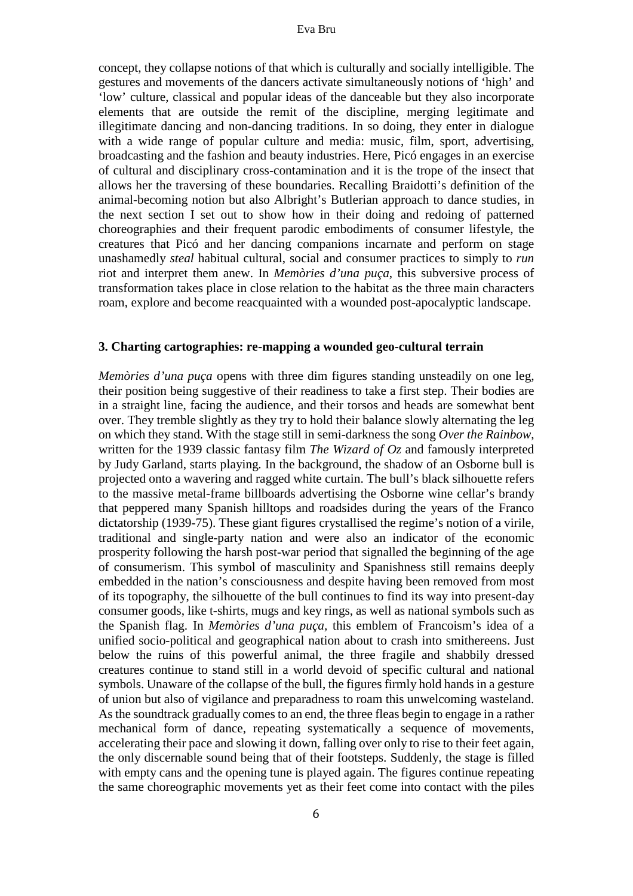concept, they collapse notions of that which is culturally and socially intelligible. The gestures and movements of the dancers activate simultaneously notions of 'high' and 'low' culture, classical and popular ideas of the danceable but they also incorporate elements that are outside the remit of the discipline, merging legitimate and illegitimate dancing and non-dancing traditions. In so doing, they enter in dialogue with a wide range of popular culture and media: music, film, sport, advertising, broadcasting and the fashion and beauty industries. Here, Picó engages in an exercise of cultural and disciplinary cross-contamination and it is the trope of the insect that allows her the traversing of these boundaries. Recalling Braidotti's definition of the animal-becoming notion but also Albright's Butlerian approach to dance studies, in the next section I set out to show how in their doing and redoing of patterned choreographies and their frequent parodic embodiments of consumer lifestyle, the creatures that Picó and her dancing companions incarnate and perform on stage unashamedly *steal* habitual cultural, social and consumer practices to simply to *run* riot and interpret them anew. In *Memòries d'una puça*, this subversive process of transformation takes place in close relation to the habitat as the three main characters roam, explore and become reacquainted with a wounded post-apocalyptic landscape.

### 3. Charting cartographies: re-mapping a wounded geo-cultural terrain

*Memòries d'una puça* opens with three dim figures standing unsteadily on one leg, their position being suggestive of their readiness to take a first step. Their bodies are in a straight line, facing the audience, and their torsos and heads are somewhat bent over. They tremble slightly as they try to hold their balance slowly alternating the leg on which they stand. With the stage still in semi-darkness the song *Over the Rainbow*, written for the 1939 classic fantasy film *The Wizard of Oz* and famously interpreted by Judy Garland, starts playing. In the background, the shadow of an Osborne bull is projected onto a wavering and ragged white curtain. The bull's black silhouette refers to the massive metal-frame billboards advertising the Osborne wine cellar's brandy that peppered many Spanish hilltops and roadsides during the years of the Franco dictatorship (1939-75). These giant figures crystallised the regime's notion of a virile, traditional and single-party nation and were also an indicator of the economic prosperity following the harsh post-war period that signalled the beginning of the age of consumerism. This symbol of masculinity and Spanishness still remains deeply embedded in the nation's consciousness and despite having been removed from most of its topography, the silhouette of the bull continues to find its way into present-day consumer goods, like t-shirts, mugs and key rings, as well as national symbols such as the Spanish flag. In *Memòries d'una puça*, this emblem of Francoism's idea of a unified socio-political and geographical nation about to crash into smithereens. Just below the ruins of this powerful animal, the three fragile and shabbily dressed creatures continue to stand still in a world devoid of specific cultural and national symbols. Unaware of the collapse of the bull, the figures firmly hold hands in a gesture of union but also of vigilance and preparadness to roam this unwelcoming wasteland. As the soundtrack gradually comes to an end, the three fleas begin to engage in a rather mechanical form of dance, repeating systematically a sequence of movements, accelerating their pace and slowing it down, falling over only to rise to their feet again, the only discernable sound being that of their footsteps. Suddenly, the stage is filled with empty cans and the opening tune is played again. The figures continue repeating the same choreographic movements yet as their feet come into contact with the piles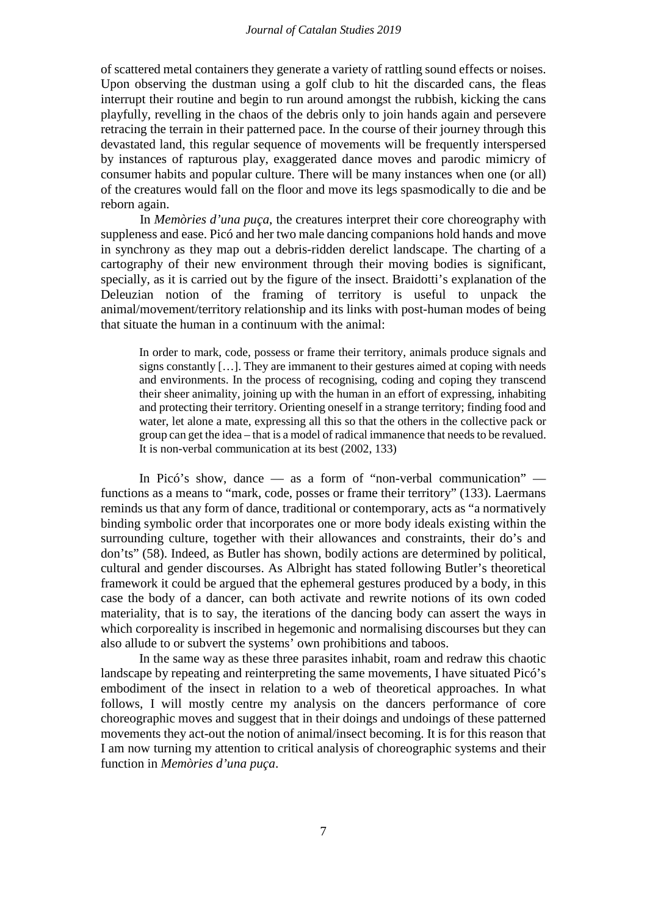of scattered metal containers they generate a variety of rattling sound effects or noises. Upon observing the dustman using a golf club to hit the discarded cans, the fleas interrupt their routine and begin to run around amongst the rubbish, kicking the cans playfully, revelling in the chaos of the debris only to join hands again and persevere retracing the terrain in their patterned pace. In the course of their journey through this devastated land, this regular sequence of movements will be frequently interspersed by instances of rapturous play, exaggerated dance moves and parodic mimicry of consumer habits and popular culture. There will be many instances when one (or all) of the creatures would fall on the floor and move its legs spasmodically to die and be reborn again.

In *Memòries d'una puça*, the creatures interpret their core choreography with suppleness and ease. Picó and her two male dancing companions hold hands and move in synchrony as they map out a debris-ridden derelict landscape. The charting of a cartography of their new environment through their moving bodies is significant, specially, as it is carried out by the figure of the insect. Braidotti's explanation of the Deleuzian notion of the framing of territory is useful to unpack the animal/movement/territory relationship and its links with post-human modes of being that situate the human in a continuum with the animal:

> In order to mark, code, possess or frame their territory, animals produce signals and signs constantly […]. They are immanent to their gestures aimed at coping with needs and environments. In the process of recognising, coding and coping they transcend their sheer animality, joining up with the human in an effort of expressing, inhabiting and protecting their territory. Orienting oneself in a strange territory; finding food and water, let alone a mate, expressing all this so that the others in the collective pack or group can get the idea – that is a model of radical immanence that needs to be revalued. It is non-verbal communication at its best (2002, 133)

In Picó's show, dance — as a form of "non-verbal communication" — functions as a means to "mark, code, posses or frame their territory" (133). Laermans reminds us that any form of dance, traditional or contemporary, acts as "a normatively binding symbolic order that incorporates one or more body ideals existing within the surrounding culture, together with their allowances and constraints, their do's and don'ts" (58). Indeed, as Butler has shown, bodily actions are determined by political, cultural and gender discourses. As Albright has stated following Butler's theoretical framework it could be argued that the ephemeral gestures produced by a body, in this case the body of a dancer, can both activate and rewrite notions of its own coded materiality, that is to say, the iterations of the dancing body can assert the ways in which corporeality is inscribed in hegemonic and normalising discourses but they can also allude to or subvert the systems' own prohibitions and taboos.

In the same way as these three parasites inhabit, roam and redraw this chaotic landscape by repeating and reinterpreting the same movements, I have situated Picó's embodiment of the insect in relation to a web of theoretical approaches. In what follows, I will mostly centre my analysis on the dancers performance of core choreographic moves and suggest that in their doings and undoings of these patterned movements they act-out the notion of animal/insect becoming. It is for this reason that I am now turning my attention to critical analysis of choreographic systems and their function in *Memòries d'una puça*.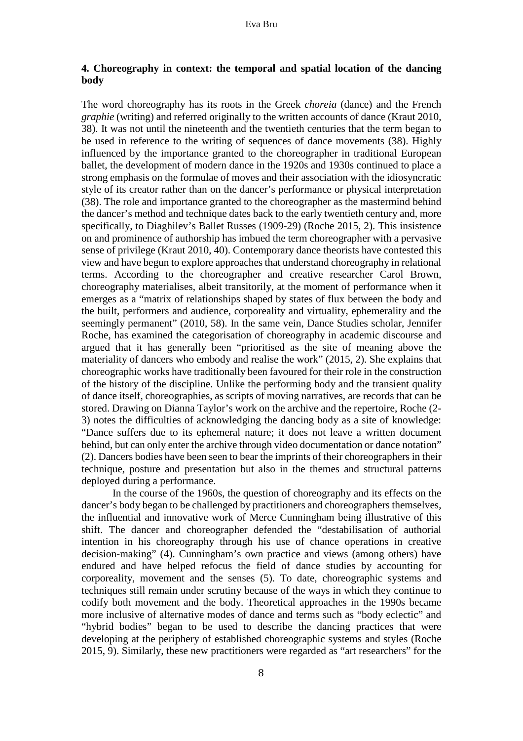## 4. Choreography in context: the temporal and spatial location of the dancing body

The word choreography has its roots in the Greek *choreia* (dance) and the French *graphie* (writing) and referred originally to the written accounts of dance (Kraut 2010, 38). It was not until the nineteenth and the twentieth centuries that the term began to be used in reference to the writing of sequences of dance movements (38). Highly influenced by the importance granted to the choreographer in traditional European ballet, the development of modern dance in the 1920s and 1930s continued to place a strong emphasis on the formulae of moves and their association with the idiosyncratic style of its creator rather than on the dancer's performance or physical interpretation (38). The role and importance granted to the choreographer as the mastermind behind the dancer's method and technique dates back to the early twentieth century and, more specifically, to Diaghilev's Ballet Russes (1909-29) (Roche 2015, 2). This insistence on and prominence of authorship has imbued the term choreographer with a pervasive sense of privilege (Kraut 2010, 40). Contemporary dance theorists have contested this view and have begun to explore approaches that understand choreography in relational terms. According to the choreographer and creative researcher Carol Brown, choreography materialises, albeit transitorily, at the moment of performance when it emerges as a "matrix of relationships shaped by states of flux between the body and the built, performers and audience, corporeality and virtuality, ephemerality and the seemingly permanent" (2010, 58). In the same vein, Dance Studies scholar, Jennifer Roche, has examined the categorisation of choreography in academic discourse and argued that it has generally been "prioritised as the site of meaning above the materiality of dancers who embody and realise the work" (2015, 2). She explains that choreographic works have traditionally been favoured for their role in the construction of the history of the discipline. Unlike the performing body and the transient quality of dance itself, choreographies, as scripts of moving narratives, are records that can be stored. Drawing on Dianna Taylor's work on the archive and the repertoire, Roche (2-3) notes the difficulties of acknowledging the dancing body as a site of knowledge: "Dance suffers due to its ephemeral nature; it does not leave a written document behind, but can only enter the archive through video documentation or dance notation" (2). Dancers bodies have been seen to bear the imprints of their choreographers in their technique, posture and presentation but also in the themes and structural patterns deployed during a performance.

In the course of the 1960s, the question of choreography and its effects on the dancer's body began to be challenged by practitioners and choreographers themselves, the influential and innovative work of Merce Cunningham being illustrative of this shift. The dancer and choreographer defended the "destabilisation of authorial intention in his choreography through his use of chance operations in creative decision-making" (4). Cunningham's own practice and views (among others) have endured and have helped refocus the field of dance studies by accounting for corporeality, movement and the senses (5). To date, choreographic systems and techniques still remain under scrutiny because of the ways in which they continue to codify both movement and the body. Theoretical approaches in the 1990s became more inclusive of alternative modes of dance and terms such as "body eclectic" and "hybrid bodies" began to be used to describe the dancing practices that were developing at the periphery of established choreographic systems and styles (Roche 2015, 9). Similarly, these new practitioners were regarded as "art researchers" for the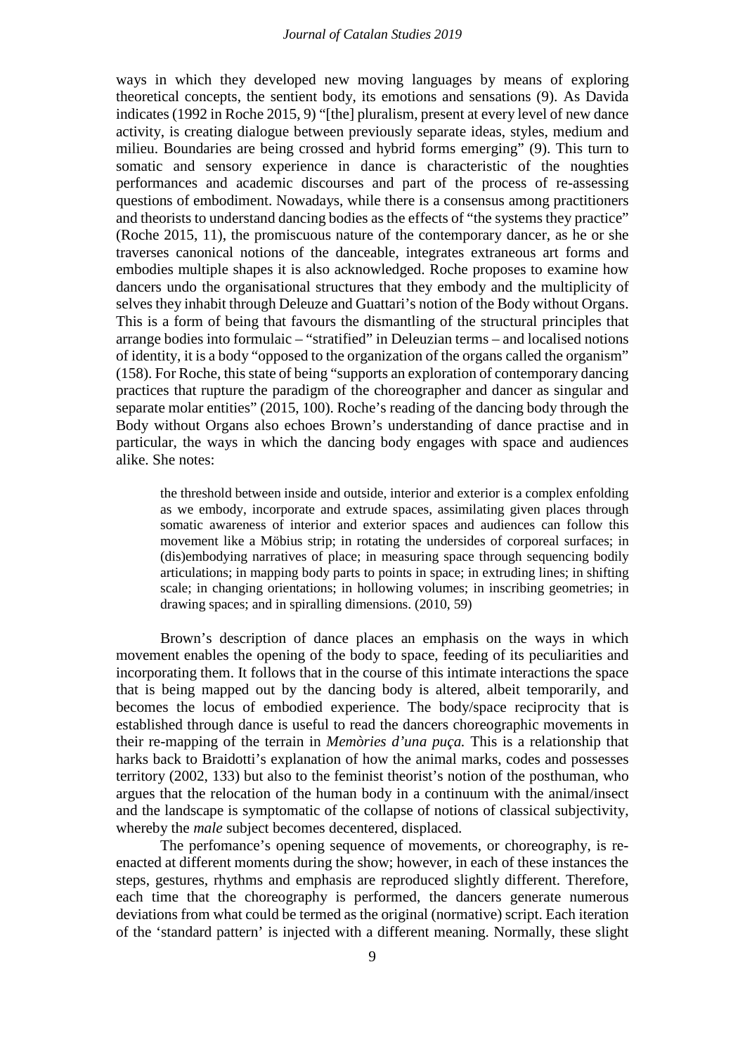ways in which they developed new moving languages by means of exploring theoretical concepts, the sentient body, its emotions and sensations (9). As Davida indicates (1992 in Roche 2015, 9) "[the] pluralism, present at every level of new dance activity, is creating dialogue between previously separate ideas, styles, medium and milieu. Boundaries are being crossed and hybrid forms emerging" (9). This turn to somatic and sensory experience in dance is characteristic of the noughties performances and academic discourses and part of the process of re-assessing questions of embodiment. Nowadays, while there is a consensus among practitioners and theorists to understand dancing bodies as the effects of "the systems they practice" (Roche 2015, 11), the promiscuous nature of the contemporary dancer, as he or she traverses canonical notions of the danceable, integrates extraneous art forms and embodies multiple shapes it is also acknowledged. Roche proposes to examine how dancers undo the organisational structures that they embody and the multiplicity of selves they inhabit through Deleuze and Guattari's notion of the Body without Organs. This is a form of being that favours the dismantling of the structural principles that arrange bodies into formulaic – "stratified" in Deleuzian terms – and localised notions of identity, it is a body "opposed to the organization of the organs called the organism" (158). For Roche, this state of being "supports an exploration of contemporary dancing practices that rupture the paradigm of the choreographer and dancer as singular and separate molar entities" (2015, 100). Roche's reading of the dancing body through the Body without Organs also echoes Brown's understanding of dance practise and in particular, the ways in which the dancing body engages with space and audiences alike. She notes:

> the threshold between inside and outside, interior and exterior is a complex enfolding as we embody, incorporate and extrude spaces, assimilating given places through somatic awareness of interior and exterior spaces and audiences can follow this movement like a Möbius strip; in rotating the undersides of corporeal surfaces; in (dis)embodying narratives of place; in measuring space through sequencing bodily articulations; in mapping body parts to points in space; in extruding lines; in shifting scale; in changing orientations; in hollowing volumes; in inscribing geometries; in drawing spaces; and in spiralling dimensions. (2010, 59)

Brown's description of dance places an emphasis on the ways in which movement enables the opening of the body to space, feeding of its peculiarities and incorporating them. It follows that in the course of this intimate interactions the space that is being mapped out by the dancing body is altered, albeit temporarily, and becomes the locus of embodied experience. The body/space reciprocity that is established through dance is useful to read the dancers choreographic movements in their re-mapping of the terrain in *Memòries d'una puça.* This is a relationship that harks back to Braidotti's explanation of how the animal marks, codes and possesses territory (2002, 133) but also to the feminist theorist's notion of the posthuman, who argues that the relocation of the human body in a continuum with the animal/insect and the landscape is symptomatic of the collapse of notions of classical subjectivity, whereby the *male* subject becomes decentered, displaced.

The perfomance's opening sequence of movements, or choreography, is re-enacted at different moments during the show; however, in each of these instances the steps, gestures, rhythms and emphasis are reproduced slightly different. Therefore, each time that the choreography is performed, the dancers generate numerous deviations from what could be termed as the original (normative) script. Each iteration of the 'standard pattern' is injected with a different meaning. Normally, these slight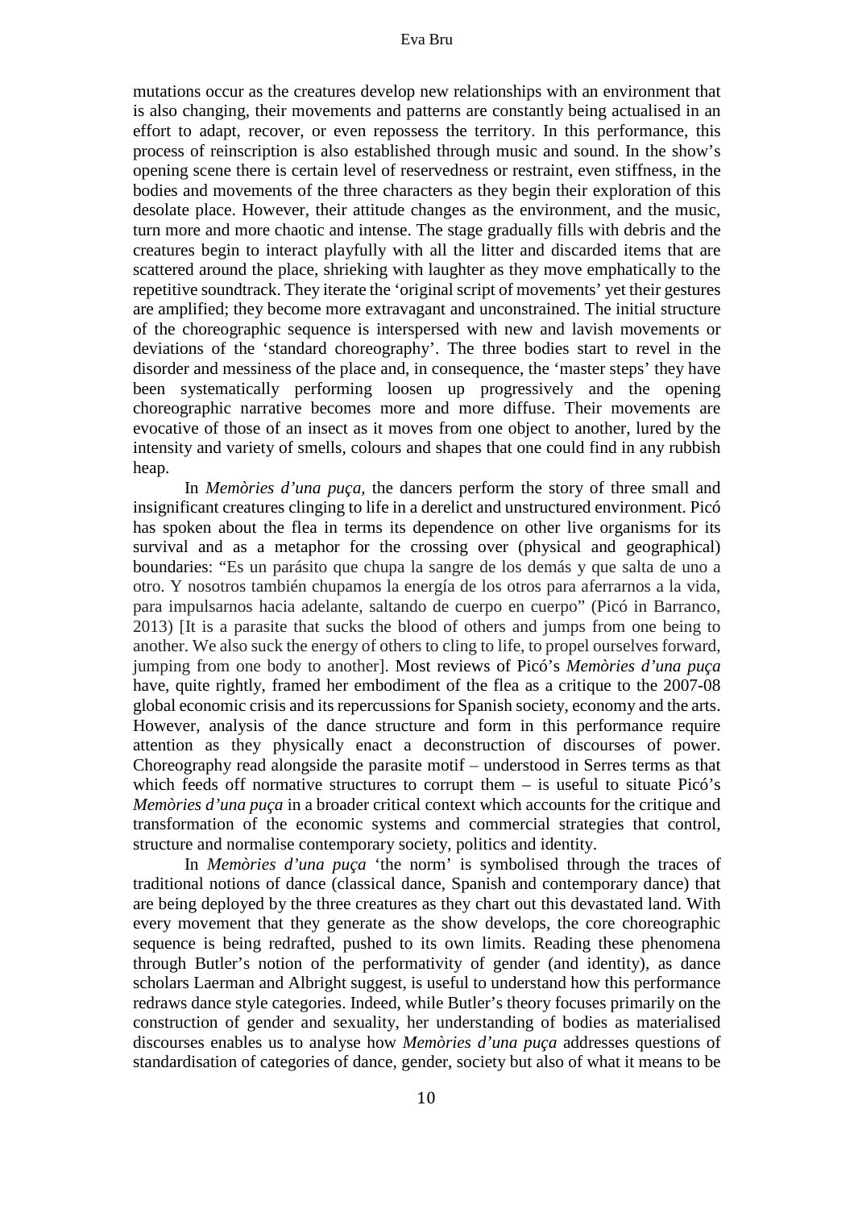mutations occur as the creatures develop new relationships with an environment that is also changing, their movements and patterns are constantly being actualised in an effort to adapt, recover, or even repossess the territory. In this performance, this process of reinscription is also established through music and sound. In the show's opening scene there is certain level of reservedness or restraint, even stiffness, in the bodies and movements of the three characters as they begin their exploration of this desolate place. However, their attitude changes as the environment, and the music, turn more and more chaotic and intense. The stage gradually fills with debris and the creatures begin to interact playfully with all the litter and discarded items that are scattered around the place, shrieking with laughter as they move emphatically to the repetitive soundtrack. They iterate the 'original script of movements' yet their gestures are amplified; they become more extravagant and unconstrained. The initial structure of the choreographic sequence is interspersed with new and lavish movements or deviations of the 'standard choreography'. The three bodies start to revel in the disorder and messiness of the place and, in consequence, the 'master steps' they have been systematically performing loosen up progressively and the opening choreographic narrative becomes more and more diffuse. Their movements are evocative of those of an insect as it moves from one object to another, lured by the intensity and variety of smells, colours and shapes that one could find in any rubbish heap.

In *Memòries d'una puça*, the dancers perform the story of three small and insignificant creatures clinging to life in a derelict and unstructured environment. Picó has spoken about the flea in terms its dependence on other live organisms for its survival and as a metaphor for the crossing over (physical and geographical) boundaries: "Es un parásito que chupa la sangre de los demás y que salta de uno a otro. Y nosotros también chupamos la energía de los otros para aferrarnos a la vida, para impulsarnos hacia adelante, saltando de cuerpo en cuerpo" (Picó in Barranco, 2013) [It is a parasite that sucks the blood of others and jumps from one being to another. We also suck the energy of others to cling to life, to propel ourselves forward, jumping from one body to another]. Most reviews of Picó's *Memòries d'una puça* have, quite rightly, framed her embodiment of the flea as a critique to the 2007-08 global economic crisis and its repercussions for Spanish society, economy and the arts. However, analysis of the dance structure and form in this performance require attention as they physically enact a deconstruction of discourses of power. Choreography read alongside the parasite motif – understood in Serres terms as that which feeds off normative structures to corrupt them – is useful to situate Picó's *Memòries d'una puça* in a broader critical context which accounts for the critique and transformation of the economic systems and commercial strategies that control, structure and normalise contemporary society, politics and identity.

In *Memòries d'una puça* 'the norm' is symbolised through the traces of traditional notions of dance (classical dance, Spanish and contemporary dance) that are being deployed by the three creatures as they chart out this devastated land. With every movement that they generate as the show develops, the core choreographic sequence is being redrafted, pushed to its own limits. Reading these phenomena through Butler's notion of the performativity of gender (and identity), as dance scholars Laerman and Albright suggest, is useful to understand how this performance redraws dance style categories. Indeed, while Butler's theory focuses primarily on the construction of gender and sexuality, her understanding of bodies as materialised discourses enables us to analyse how *Memòries d'una puça* addresses questions of standardisation of categories of dance, gender, society but also of what it means to be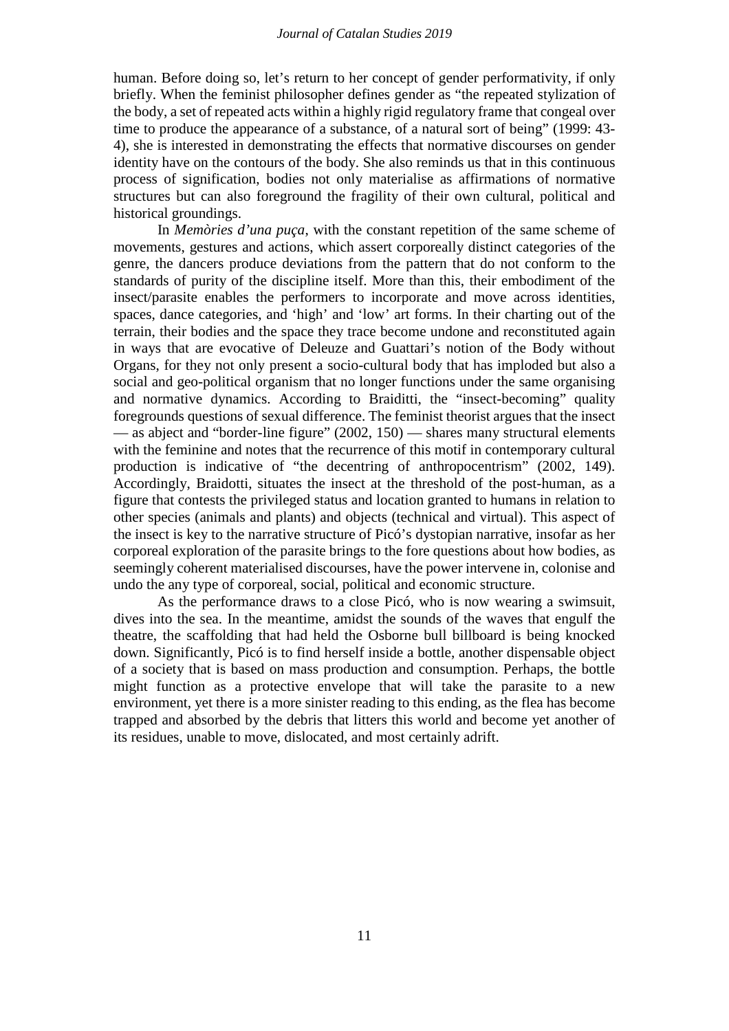human. Before doing so, let's return to her concept of gender performativity, if only briefly. When the feminist philosopher defines gender as "the repeated stylization of the body, a set of repeated acts within a highly rigid regulatory frame that congeal over time to produce the appearance of a substance, of a natural sort of being" (1999: 43-4), she is interested in demonstrating the effects that normative discourses on gender identity have on the contours of the body. She also reminds us that in this continuous process of signification, bodies not only materialise as affirmations of normative structures but can also foreground the fragility of their own cultural, political and historical groundings.

In *Memòries d'una puça*, with the constant repetition of the same scheme of movements, gestures and actions, which assert corporeally distinct categories of the genre, the dancers produce deviations from the pattern that do not conform to the standards of purity of the discipline itself. More than this, their embodiment of the insect/parasite enables the performers to incorporate and move across identities, spaces, dance categories, and 'high' and 'low' art forms. In their charting out of the terrain, their bodies and the space they trace become undone and reconstituted again in ways that are evocative of Deleuze and Guattari's notion of the Body without Organs, for they not only present a socio-cultural body that has imploded but also a social and geo-political organism that no longer functions under the same organising and normative dynamics. According to Braiditti, the "insect-becoming" quality foregrounds questions of sexual difference. The feminist theorist argues that the insect — as abject and "border-line figure" (2002, 150) — shares many structural elements with the feminine and notes that the recurrence of this motif in contemporary cultural production is indicative of "the decentring of anthropocentrism" (2002, 149). Accordingly, Braidotti, situates the insect at the threshold of the post-human, as a figure that contests the privileged status and location granted to humans in relation to other species (animals and plants) and objects (technical and virtual). This aspect of the insect is key to the narrative structure of Picó's dystopian narrative, insofar as her corporeal exploration of the parasite brings to the fore questions about how bodies, as seemingly coherent materialised discourses, have the power intervene in, colonise and undo the any type of corporeal, social, political and economic structure.

As the performance draws to a close Picó, who is now wearing a swimsuit, dives into the sea. In the meantime, amidst the sounds of the waves that engulf the theatre, the scaffolding that had held the Osborne bull billboard is being knocked down. Significantly, Picó is to find herself inside a bottle, another dispensable object of a society that is based on mass production and consumption. Perhaps, the bottle might function as a protective envelope that will take the parasite to a new environment, yet there is a more sinister reading to this ending, as the flea has become trapped and absorbed by the debris that litters this world and become yet another of its residues, unable to move, dislocated, and most certainly adrift.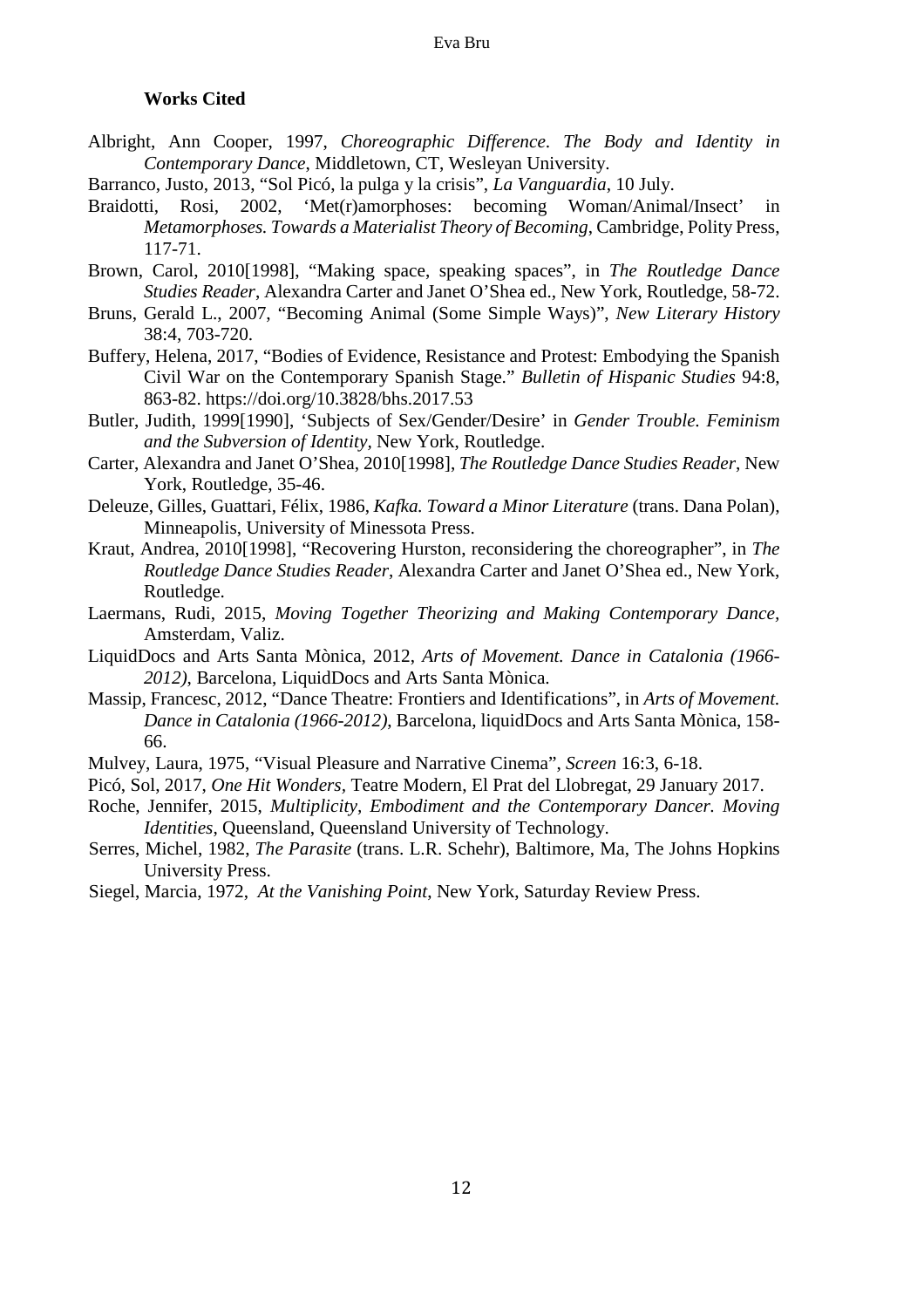**Works Cited**

Albright, Ann Cooper, 1997, *Choreographic Difference. The Body and Identity in Contemporary Dance*, Middletown, CT, Wesleyan University.

Barranco, Justo, 2013, "Sol Picó, la pulga y la crisis", *La Vanguardia*, 10 July.

Braidotti, Rosi, 2002, 'Met(r)amorphoses: becoming Woman/Animal/Insect' in *Metamorphoses. Towards a Materialist Theory of Becoming*, Cambridge, Polity Press, 117-71.

Brown, Carol, 2010[1998], "Making space, speaking spaces", in *The Routledge Dance Studies Reader*, Alexandra Carter and Janet O'Shea ed., New York, Routledge, 58-72.

Bruns, Gerald L., 2007, "Becoming Animal (Some Simple Ways)", *New Literary History* 38:4, 703-720.

Buffery, Helena, 2017, "Bodies of Evidence, Resistance and Protest: Embodying the Spanish Civil War on the Contemporary Spanish Stage." *Bulletin of Hispanic Studies* 94:8, 863-82. https://doi.org/10.3828/bhs.2017.53

Butler, Judith, 1999[1990], 'Subjects of Sex/Gender/Desire' in *Gender Trouble. Feminism and the Subversion of Identity*, New York, Routledge.

Carter, Alexandra and Janet O'Shea, 2010[1998], *The Routledge Dance Studies Reader*, New York, Routledge, 35-46.

Deleuze, Gilles, Guattari, Félix, 1986, *Kafka. Toward a Minor Literature* (trans. Dana Polan), Minneapolis, University of Minessota Press.

Kraut, Andrea, 2010[1998], "Recovering Hurston, reconsidering the choreographer", in *The Routledge Dance Studies Reader*, Alexandra Carter and Janet O'Shea ed., New York, Routledge.

Laermans, Rudi, 2015, *Moving Together Theorizing and Making Contemporary Dance*, Amsterdam, Valiz.

LiquidDocs and Arts Santa Mònica, 2012, *Arts of Movement. Dance in Catalonia (1966-2012)*, Barcelona, LiquidDocs and Arts Santa Mònica.

Massip, Francesc, 2012, "Dance Theatre: Frontiers and Identifications", in *Arts of Movement. Dance in Catalonia (1966-2012)*, Barcelona, liquidDocs and Arts Santa Mònica, 158-66.

Mulvey, Laura, 1975, "Visual Pleasure and Narrative Cinema", *Screen* 16:3, 6-18.

Picó, Sol, 2017, *One Hit Wonders*, Teatre Modern, El Prat del Llobregat, 29 January 2017.

Roche, Jennifer, 2015, *Multiplicity, Embodiment and the Contemporary Dancer. Moving Identities*, Queensland, Queensland University of Technology.

Serres, Michel, 1982, *The Parasite* (trans. L.R. Schehr), Baltimore, Ma, The Johns Hopkins University Press.

Siegel, Marcia, 1972, *At the Vanishing Point*, New York, Saturday Review Press.